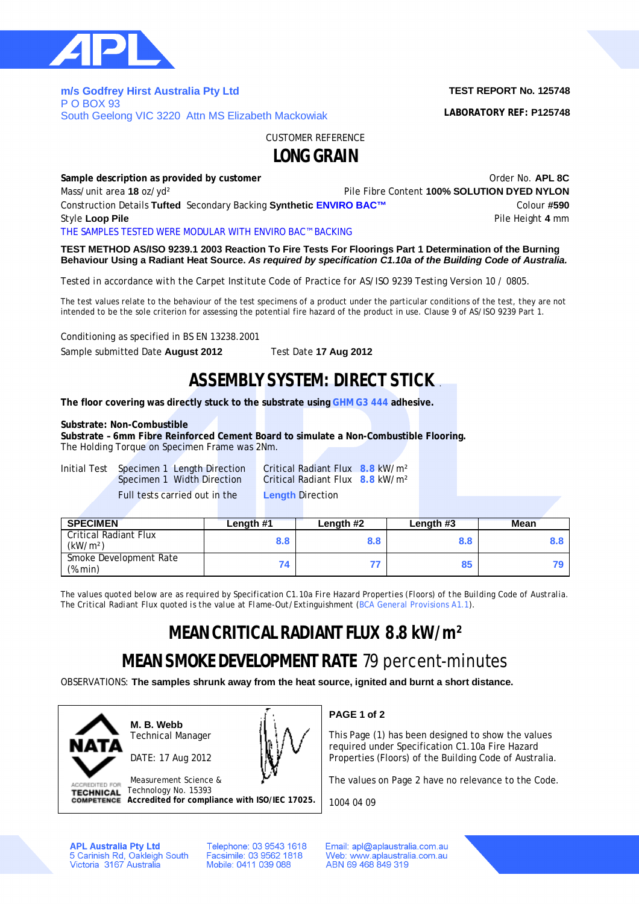**m/s Godfrey Hirst Australia Pty Ltd**
P O BOX 93
South Geelong VIC 3220 Attn MS Elizabeth Mackowiak

**TEST REPORT No. 125748**

**LABORATORY REF: P125748**

CUSTOMER REFERENCE

# LONG GRAIN

**Sample description as provided by customer** — Order No. **APL 8C**

Mass/unit area **18** oz/yd² — Pile Fibre Content **100% SOLUTION DYED NYLON**

Construction Details **Tufted** Secondary Backing **Synthetic ENVIRO BAC™** — Colour **#590**

Style **Loop Pile** — Pile Height **4** mm

THE SAMPLES TESTED WERE MODULAR WITH ENVIRO BAC™ BACKING

**TEST METHOD AS/ISO 9239.1 2003 Reaction To Fire Tests For Floorings Part 1 Determination of the Burning Behaviour Using a Radiant Heat Source.** ***As required by specification C1.10a of the Building Code of Australia.***

Tested in accordance with the Carpet Institute Code of Practice for AS/ISO 9239 Testing Version 10 / 0805.

The test values relate to the behaviour of the test specimens of a product under the particular conditions of the test, they are not intended to be the sole criterion for assessing the potential fire hazard of the product in use. Clause 9 of AS/ISO 9239 Part 1.

Conditioning as specified in BS EN 13238.2001

Sample submitted Date **August 2012** — Test Date **17 Aug 2012**

## ASSEMBLY SYSTEM: DIRECT STICK

**The floor covering was directly stuck to the substrate using GHM G3 444 adhesive.**

**Substrate: Non-Combustible**
**Substrate - 6mm Fibre Reinforced Cement Board to simulate a Non-Combustible Flooring.**
The Holding Torque on Specimen Frame was 2Nm.

Initial Test — Specimen 1 Length Direction — Critical Radiant Flux **8.8** kW/m²
Specimen 1 Width Direction — Critical Radiant Flux **8.8** kW/m²

Full tests carried out in the **Length** Direction

| SPECIMEN | Length #1 | Length #2 | Length #3 | Mean |
|---|---|---|---|---|
| Critical Radiant Flux (kW/m²) | 8.8 | 8.8 | 8.8 | 8.8 |
| Smoke Development Rate (%min) | 74 | 77 | 85 | 79 |

The values quoted below are as required by Specification C1.10a Fire Hazard Properties (Floors) of the Building Code of Australia. The Critical Radiant Flux quoted is the value at Flame-Out/Extinguishment (BCA General Provisions A1.1).

## MEAN CRITICAL RADIANT FLUX 8.8 kW/m²

## MEAN SMOKE DEVELOPMENT RATE 79 percent-minutes

OBSERVATIONS: **The samples shrunk away from the heat source, ignited and burnt a short distance.**

NATA ACCREDITED FOR TECHNICAL COMPETENCE

**M. B. Webb**
Technical Manager

DATE: 17 Aug 2012

Measurement Science & Technology No. 15393
**Accredited for compliance with ISO/IEC 17025.**

**PAGE 1 of 2**

This Page (1) has been designed to show the values required under Specification C1.10a Fire Hazard Properties (Floors) of the Building Code of Australia.

The values on Page 2 have no relevance to the Code.

1004 04 09

**APL Australia Pty Ltd**
5 Carinish Rd, Oakleigh South
Victoria 3167 Australia

Telephone: 03 9543 1618
Facsimile: 03 9562 1818
Mobile: 0411 039 088

Email: apl@aplaustralia.com.au
Web: www.aplaustralia.com.au
ABN 69 468 849 319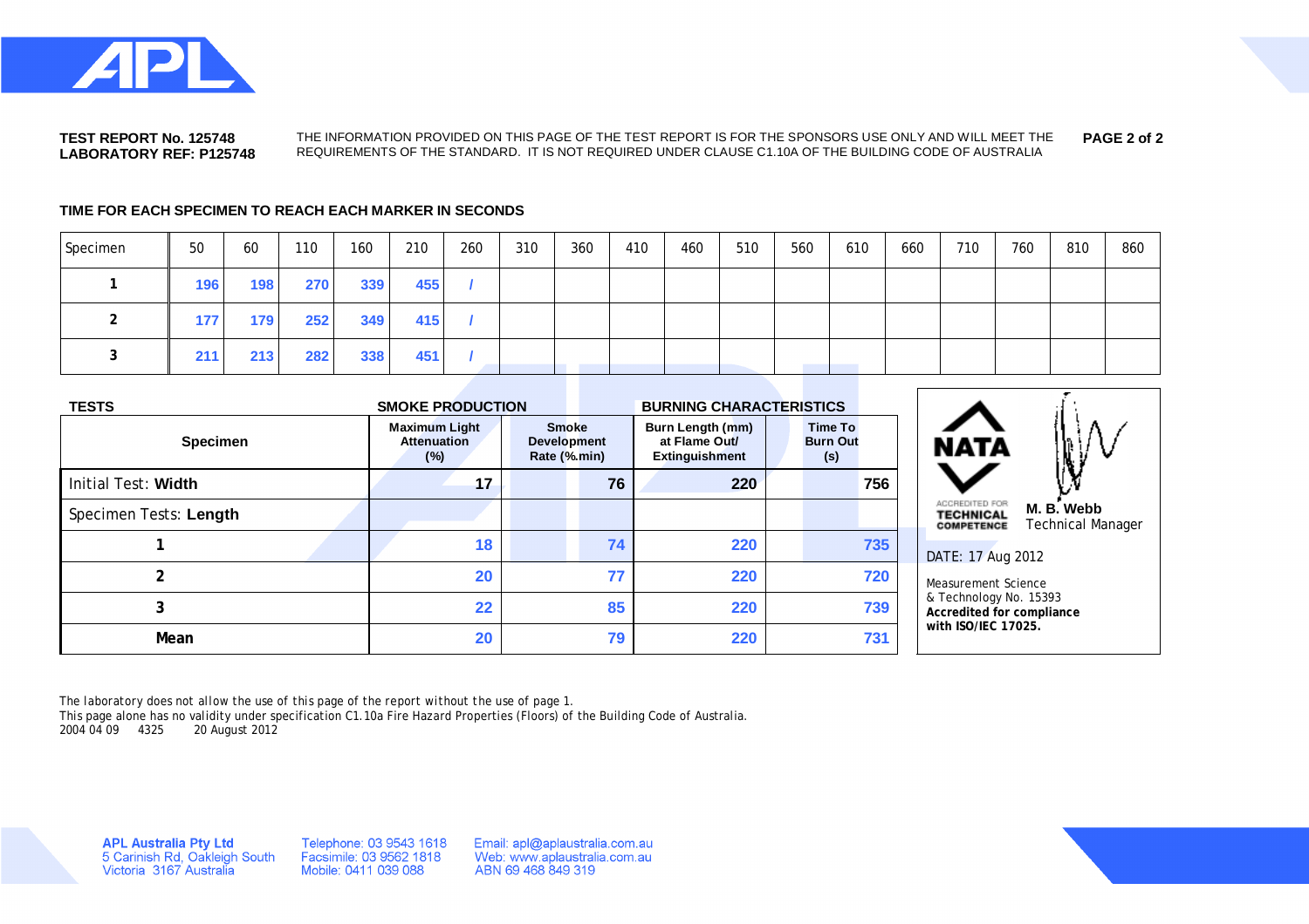**TEST REPORT No. 125748**
**LABORATORY REF: P125748**

THE INFORMATION PROVIDED ON THIS PAGE OF THE TEST REPORT IS FOR THE SPONSORS USE ONLY AND WILL MEET THE REQUIREMENTS OF THE STANDARD. IT IS NOT REQUIRED UNDER CLAUSE C1.10A OF THE BUILDING CODE OF AUSTRALIA

**PAGE 2 of 2**

**TIME FOR EACH SPECIMEN TO REACH EACH MARKER IN SECONDS**

| Specimen | 50 | 60 | 110 | 160 | 210 | 260 | 310 | 360 | 410 | 460 | 510 | 560 | 610 | 660 | 710 | 760 | 810 | 860 |
|---|---|---|---|---|---|---|---|---|---|---|---|---|---|---|---|---|---|---|
| **1** | 196 | 198 | 270 | 339 | 455 | / | | | | | | | | | | | | |
| **2** | 177 | 179 | 252 | 349 | 415 | / | | | | | | | | | | | | |
| **3** | 211 | 213 | 282 | 338 | 451 | / | | | | | | | | | | | | |

| TESTS | SMOKE PRODUCTION | | BURNING CHARACTERISTICS | |
|---|---|---|---|---|
| **Specimen** | **Maximum Light Attenuation (%)** | **Smoke Development Rate (%.min)** | **Burn Length (mm) at Flame Out/ Extinguishment** | **Time To Burn Out (s)** |
| Initial Test: **Width** | **17** | **76** | **220** | **756** |
| Specimen Tests: **Length** | | | | |
| **1** | 18 | 74 | 220 | 735 |
| **2** | 20 | 77 | 220 | 720 |
| **3** | 22 | 85 | 220 | 739 |
| **Mean** | 20 | 79 | 220 | 731 |

NATA
ACCREDITED FOR TECHNICAL COMPETENCE

**M. B. Webb**
Technical Manager

DATE: 17 Aug 2012

Measurement Science & Technology No. 15393
**Accredited for compliance with ISO/IEC 17025.**

The laboratory does not allow the use of this page of the report without the use of page 1.
This page alone has no validity under specification C1.10a Fire Hazard Properties (Floors) of the Building Code of Australia.
2004 04 09 4325 20 August 2012

**APL Australia Pty Ltd**
5 Carinish Rd, Oakleigh South
Victoria 3167 Australia

Telephone: 03 9543 1618
Facsimile: 03 9562 1818
Mobile: 0411 039 088

Email: apl@aplaustralia.com.au
Web: www.aplaustralia.com.au
ABN 69 468 849 319